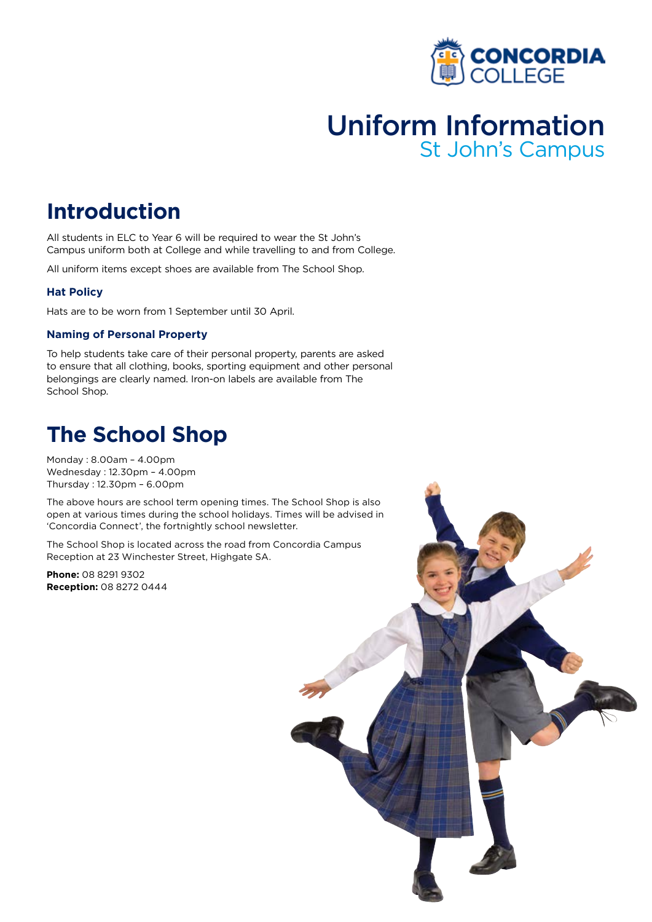# Uniform Information

St John's Campus

## Introduction

All students in ELC to Year 6 will be required to wear the St John's Campus uniform both at College and while travelling to and from College.

All uniform items except shoes are available from The School Shop.

### Hat Policy

Hats are to be worn from 1 September until 30 April.

### Naming of Personal Property

To help students take care of their personal property, parents are asked to ensure that all clothing, books, sporting equipment and other personal belongings are clearly named. Iron-on labels are available from The School Shop.

## The School Shop

Monday : 8.00am – 4.00pm
Wednesday : 12.30pm – 4.00pm
Thursday : 12.30pm – 6.00pm

The above hours are school term opening times. The School Shop is also open at various times during the school holidays. Times will be advised in 'Concordia Connect', the fortnightly school newsletter.

The School Shop is located across the road from Concordia Campus Reception at 23 Winchester Street, Highgate SA.

**Phone:** 08 8291 9302
**Reception:** 08 8272 0444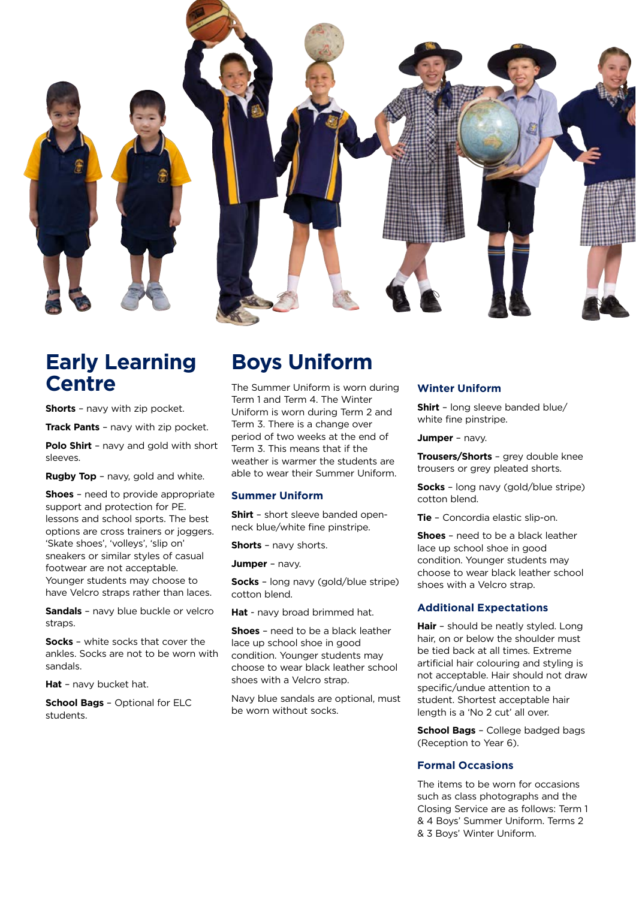# Early Learning Centre

**Shorts** – navy with zip pocket.

**Track Pants** – navy with zip pocket.

**Polo Shirt** – navy and gold with short sleeves.

**Rugby Top** – navy, gold and white.

**Shoes** – need to provide appropriate support and protection for PE. lessons and school sports. The best options are cross trainers or joggers. 'Skate shoes', 'volleys', 'slip on' sneakers or similar styles of casual footwear are not acceptable. Younger students may choose to have Velcro straps rather than laces.

**Sandals** – navy blue buckle or velcro straps.

**Socks** – white socks that cover the ankles. Socks are not to be worn with sandals.

**Hat** – navy bucket hat.

**School Bags** – Optional for ELC students.

# Boys Uniform

The Summer Uniform is worn during Term 1 and Term 4. The Winter Uniform is worn during Term 2 and Term 3. There is a change over period of two weeks at the end of Term 3. This means that if the weather is warmer the students are able to wear their Summer Uniform.

### Summer Uniform

**Shirt** – short sleeve banded open-neck blue/white fine pinstripe.

**Shorts** – navy shorts.

**Jumper** – navy.

**Socks** – long navy (gold/blue stripe) cotton blend.

**Hat** - navy broad brimmed hat.

**Shoes** – need to be a black leather lace up school shoe in good condition. Younger students may choose to wear black leather school shoes with a Velcro strap.

Navy blue sandals are optional, must be worn without socks.

### Winter Uniform

**Shirt** – long sleeve banded blue/white fine pinstripe.

**Jumper** – navy.

**Trousers/Shorts** – grey double knee trousers or grey pleated shorts.

**Socks** – long navy (gold/blue stripe) cotton blend.

**Tie** – Concordia elastic slip-on.

**Shoes** – need to be a black leather lace up school shoe in good condition. Younger students may choose to wear black leather school shoes with a Velcro strap.

### Additional Expectations

**Hair** – should be neatly styled. Long hair, on or below the shoulder must be tied back at all times. Extreme artificial hair colouring and styling is not acceptable. Hair should not draw specific/undue attention to a student. Shortest acceptable hair length is a 'No 2 cut' all over.

**School Bags** – College badged bags (Reception to Year 6).

### Formal Occasions

The items to be worn for occasions such as class photographs and the Closing Service are as follows: Term 1 & 4 Boys' Summer Uniform. Terms 2 & 3 Boys' Winter Uniform.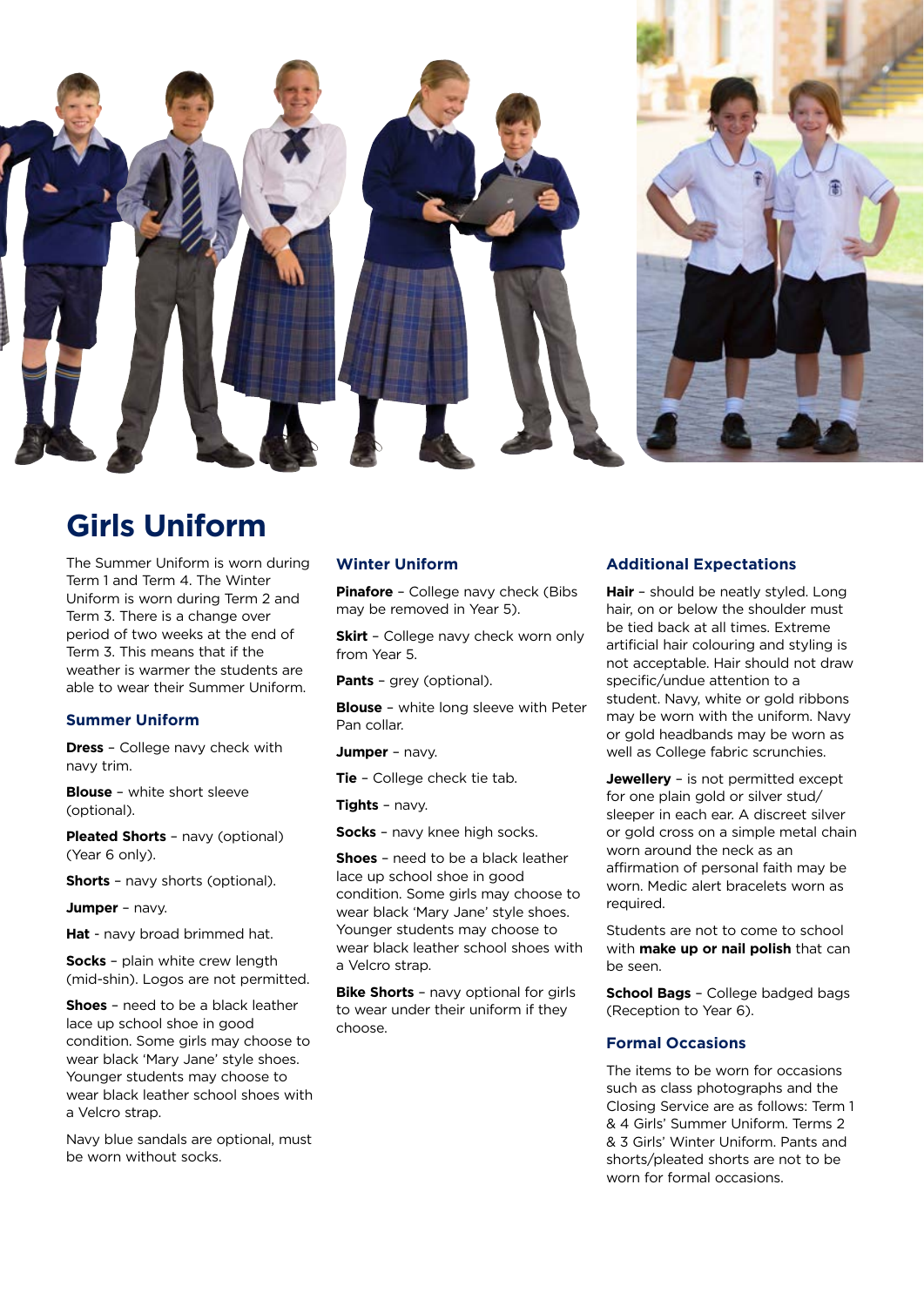# Girls Uniform

The Summer Uniform is worn during Term 1 and Term 4. The Winter Uniform is worn during Term 2 and Term 3. There is a change over period of two weeks at the end of Term 3. This means that if the weather is warmer the students are able to wear their Summer Uniform.

### Summer Uniform

**Dress** – College navy check with navy trim.

**Blouse** – white short sleeve (optional).

**Pleated Shorts** – navy (optional) (Year 6 only).

**Shorts** – navy shorts (optional).

**Jumper** – navy.

**Hat** - navy broad brimmed hat.

**Socks** – plain white crew length (mid-shin). Logos are not permitted.

**Shoes** – need to be a black leather lace up school shoe in good condition. Some girls may choose to wear black 'Mary Jane' style shoes. Younger students may choose to wear black leather school shoes with a Velcro strap.

Navy blue sandals are optional, must be worn without socks.

### Winter Uniform

**Pinafore** – College navy check (Bibs may be removed in Year 5).

**Skirt** – College navy check worn only from Year 5.

**Pants** – grey (optional).

**Blouse** – white long sleeve with Peter Pan collar.

**Jumper** – navy.

**Tie** – College check tie tab.

**Tights** – navy.

**Socks** – navy knee high socks.

**Shoes** – need to be a black leather lace up school shoe in good condition. Some girls may choose to wear black 'Mary Jane' style shoes. Younger students may choose to wear black leather school shoes with a Velcro strap.

**Bike Shorts** – navy optional for girls to wear under their uniform if they choose.

### Additional Expectations

**Hair** – should be neatly styled. Long hair, on or below the shoulder must be tied back at all times. Extreme artificial hair colouring and styling is not acceptable. Hair should not draw specific/undue attention to a student. Navy, white or gold ribbons may be worn with the uniform. Navy or gold headbands may be worn as well as College fabric scrunchies.

**Jewellery** – is not permitted except for one plain gold or silver stud/ sleeper in each ear. A discreet silver or gold cross on a simple metal chain worn around the neck as an affirmation of personal faith may be worn. Medic alert bracelets worn as required.

Students are not to come to school with **make up or nail polish** that can be seen.

**School Bags** – College badged bags (Reception to Year 6).

### Formal Occasions

The items to be worn for occasions such as class photographs and the Closing Service are as follows: Term 1 & 4 Girls' Summer Uniform. Terms 2 & 3 Girls' Winter Uniform. Pants and shorts/pleated shorts are not to be worn for formal occasions.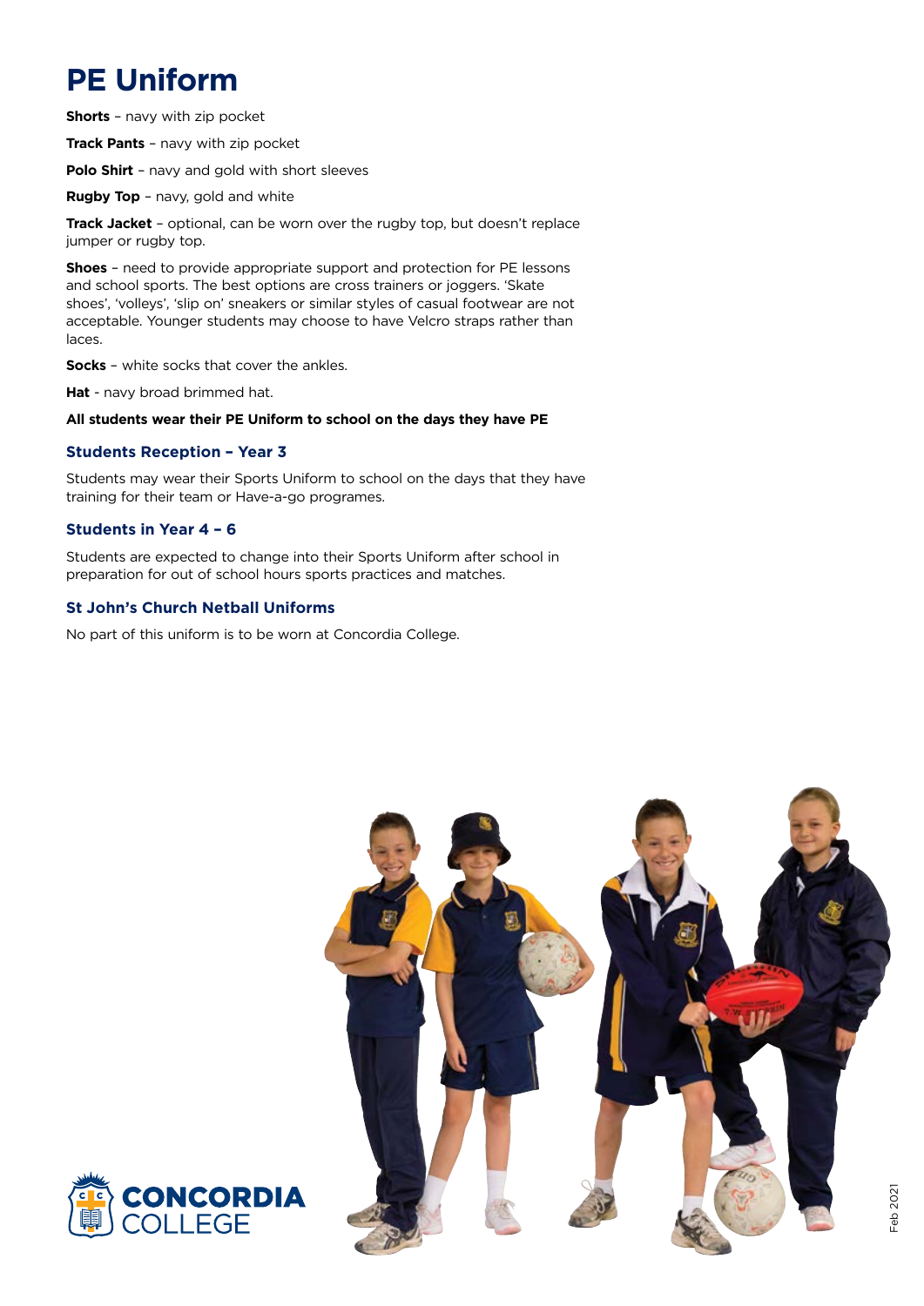# PE Uniform

**Shorts** – navy with zip pocket

**Track Pants** – navy with zip pocket

**Polo Shirt** – navy and gold with short sleeves

**Rugby Top** – navy, gold and white

**Track Jacket** – optional, can be worn over the rugby top, but doesn't replace jumper or rugby top.

**Shoes** – need to provide appropriate support and protection for PE lessons and school sports. The best options are cross trainers or joggers. 'Skate shoes', 'volleys', 'slip on' sneakers or similar styles of casual footwear are not acceptable. Younger students may choose to have Velcro straps rather than laces.

**Socks** – white socks that cover the ankles.

**Hat** - navy broad brimmed hat.

**All students wear their PE Uniform to school on the days they have PE**

### Students Reception – Year 3

Students may wear their Sports Uniform to school on the days that they have training for their team or Have-a-go programes.

### Students in Year 4 – 6

Students are expected to change into their Sports Uniform after school in preparation for out of school hours sports practices and matches.

### St John's Church Netball Uniforms

No part of this uniform is to be worn at Concordia College.

CONCORDIA COLLEGE

Feb 2021